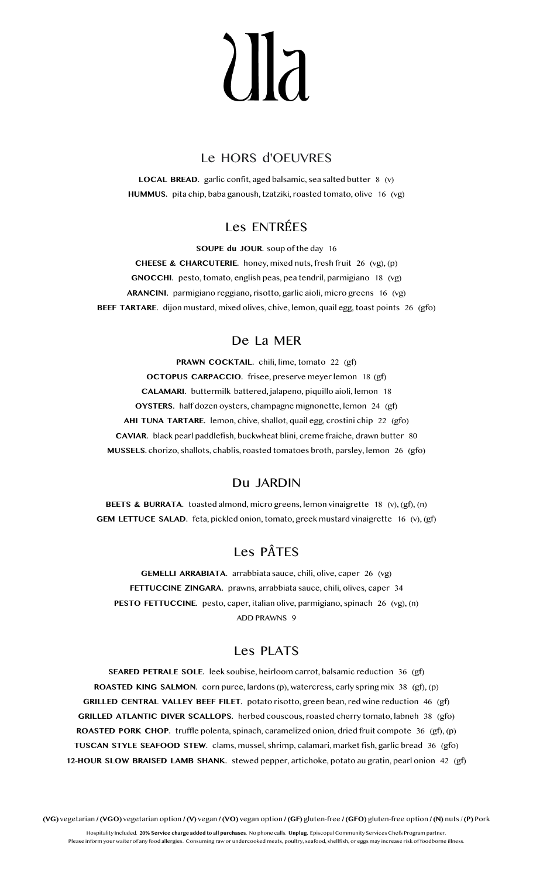# Ulla

## Le HORS d'OEUVRES

**LOCAL BREAD.** garlic confit, aged balsamic, sea salted butter 8 (v)

**HUMMUS.** pita chip, baba ganoush, tzatziki, roasted tomato, olive 16 (vg)

## Les ENTRÉES

**SOUPE du JOUR.** soup of the day 16

**CHEESE & CHARCUTERIE.** honey, mixed nuts, fresh fruit 26 (vg), (p)

**GNOCCHI.** pesto, tomato, english peas, pea tendril, parmigiano 18 (vg)

**ARANCINI.** parmigiano reggiano, risotto, garlic aioli, micro greens 16 (vg)

**BEEF TARTARE.** dijon mustard, mixed olives, chive, lemon, quail egg, toast points 26 (gfo)

## De La MER

**PRAWN COCKTAIL.** chili, lime, tomato 22 (gf)

**OCTOPUS CARPACCIO.** frisee, preserve meyer lemon 18 (gf)

**CALAMARI.** buttermilk battered, jalapeno, piquillo aioli, lemon 18

**OYSTERS.** half dozen oysters, champagne mignonette, lemon 24 (gf)

**AHI TUNA TARTARE.** lemon, chive, shallot, quail egg, crostini chip 22 (gfo)

**CAVIAR.** black pearl paddlefish, buckwheat blini, creme fraiche, drawn butter 80

**MUSSELS.** chorizo, shallots, chablis, roasted tomatoes broth, parsley, lemon 26 (gfo)

## Du JARDIN

**BEETS & BURRATA.** toasted almond, micro greens, lemon vinaigrette 18 (v), (gf), (n)

**GEM LETTUCE SALAD.** feta, pickled onion, tomato, greek mustard vinaigrette 16 (v), (gf)

## Les PÂTES

**GEMELLI ARRABIATA.** arrabbiata sauce, chili, olive, caper 26 (vg)

**FETTUCCINE ZINGARA.** prawns, arrabbiata sauce, chili, olives, caper 34

**PESTO FETTUCCINE.** pesto, caper, italian olive, parmigiano, spinach 26 (vg), (n)

ADD PRAWNS 9

## Les PLATS

**SEARED PETRALE SOLE.** leek soubise, heirloom carrot, balsamic reduction 36 (gf)

**ROASTED KING SALMON.** corn puree, lardons (p), watercress, early spring mix 38 (gf), (p)

**GRILLED CENTRAL VALLEY BEEF FILET.** potato risotto, green bean, red wine reduction 46 (gf)

**GRILLED ATLANTIC DIVER SCALLOPS.** herbed couscous, roasted cherry tomato, labneh 38 (gfo)

**ROASTED PORK CHOP.** truffle polenta, spinach, caramelized onion, dried fruit compote 36 (gf), (p)

**TUSCAN STYLE SEAFOOD STEW.** clams, mussel, shrimp, calamari, market fish, garlic bread 36 (gfo)

**12-HOUR SLOW BRAISED LAMB SHANK.** stewed pepper, artichoke, potato au gratin, pearl onion 42 (gf)

**(VG)** vegetarian / **(VGO)** vegetarian option / **(V)** vegan / **(VO)** vegan option / **(GF)** gluten-free / **(GFO)** gluten-free option / **(N)** nuts / **(P)** Pork

Hospitality Included. **20% Service charge added to all purchases**. No phone calls. **Unplug.** Episcopal Community Services Chefs Program partner.
Please inform your waiter of any food allergies. Consuming raw or undercooked meats, poultry, seafood, shellfish, or eggs may increase risk of foodborne illness.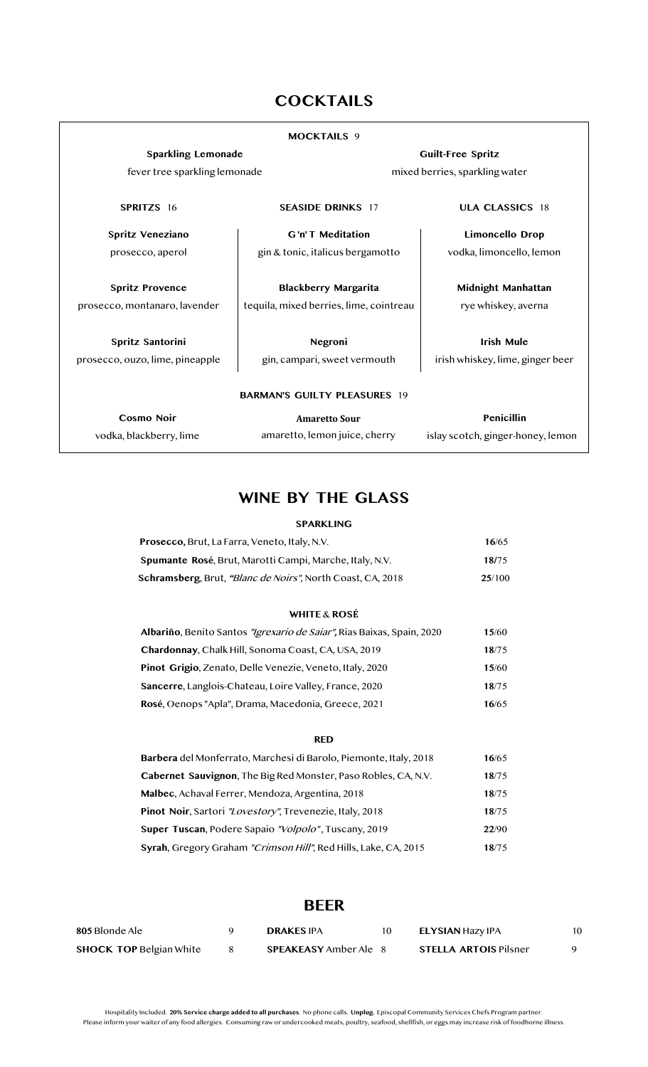# COCKTAILS

### MOCKTAILS 9

**Sparkling Lemonade**
fever tree sparkling lemonade

**Guilt-Free Spritz**
mixed berries, sparkling water

### SPRITZS 16

**Spritz Veneziano**
prosecco, aperol

**Spritz Provence**
prosecco, montanaro, lavender

**Spritz Santorini**
prosecco, ouzo, lime, pineapple

### SEASIDE DRINKS 17

**G'n' T Meditation**
gin & tonic, italicus bergamotto

**Blackberry Margarita**
tequila, mixed berries, lime, cointreau

**Negroni**
gin, campari, sweet vermouth

### ULA CLASSICS 18

**Limoncello Drop**
vodka, limoncello, lemon

**Midnight Manhattan**
rye whiskey, averna

**Irish Mule**
irish whiskey, lime, ginger beer

### BARMAN'S GUILTY PLEASURES 19

**Cosmo Noir**
vodka, blackberry, lime

**Amaretto Sour**
amaretto, lemon juice, cherry

**Penicillin**
islay scotch, ginger-honey, lemon

# WINE BY THE GLASS

### SPARKLING

| | |
|---|---|
| **Prosecco,** Brut, La Farra, Veneto, Italy, N.V. | **16**/65 |
| **Spumante Rosé**, Brut, Marotti Campi, Marche, Italy, N.V. | **18**/75 |
| **Schramsberg**, Brut, *"Blanc de Noirs"*, North Coast, CA, 2018 | **25**/100 |

### WHITE & ROSÉ

| | |
|---|---|
| **Albariño**, Benito Santos *"Igrexario de Saiar"*, Rias Baixas, Spain, 2020 | **15**/60 |
| **Chardonnay**, Chalk Hill, Sonoma Coast, CA, USA, 2019 | **18**/75 |
| **Pinot Grigio**, Zenato, Delle Venezie, Veneto, Italy, 2020 | **15**/60 |
| **Sancerre**, Langlois-Chateau, Loire Valley, France, 2020 | **18**/75 |
| **Rosé**, Oenops "Apla", Drama, Macedonia, Greece, 2021 | **16**/65 |

### RED

| | |
|---|---|
| **Barbera** del Monferrato, Marchesi di Barolo, Piemonte, Italy, 2018 | **16**/65 |
| **Cabernet Sauvignon**, The Big Red Monster, Paso Robles, CA, N.V. | **18**/75 |
| **Malbec**, Achaval Ferrer, Mendoza, Argentina, 2018 | **18**/75 |
| **Pinot Noir**, Sartori *"Lovestory"*, Trevenezie, Italy, 2018 | **18**/75 |
| **Super Tuscan**, Podere Sapaio *"Volpolo"*, Tuscany, 2019 | **22**/90 |
| **Syrah**, Gregory Graham *"Crimson Hill"*, Red Hills, Lake, CA, 2015 | **18**/75 |

# BEER

| | | | | | |
|---|---|---|---|---|---|
| **805** Blonde Ale | 9 | **DRAKES** IPA | 10 | **ELYSIAN** Hazy IPA | 10 |
| **SHOCK TOP** Belgian White | 8 | **SPEAKEASY** Amber Ale | 8 | **STELLA ARTOIS** Pilsner | 9 |

Hospitality Included. **20% Service charge added to all purchases**. No phone calls. **Unplug.** Episcopal Community Services Chefs Program partner.
Please inform your waiter of any food allergies. Consuming raw or undercooked meats, poultry, seafood, shellfish, or eggs may increase risk of foodborne illness.